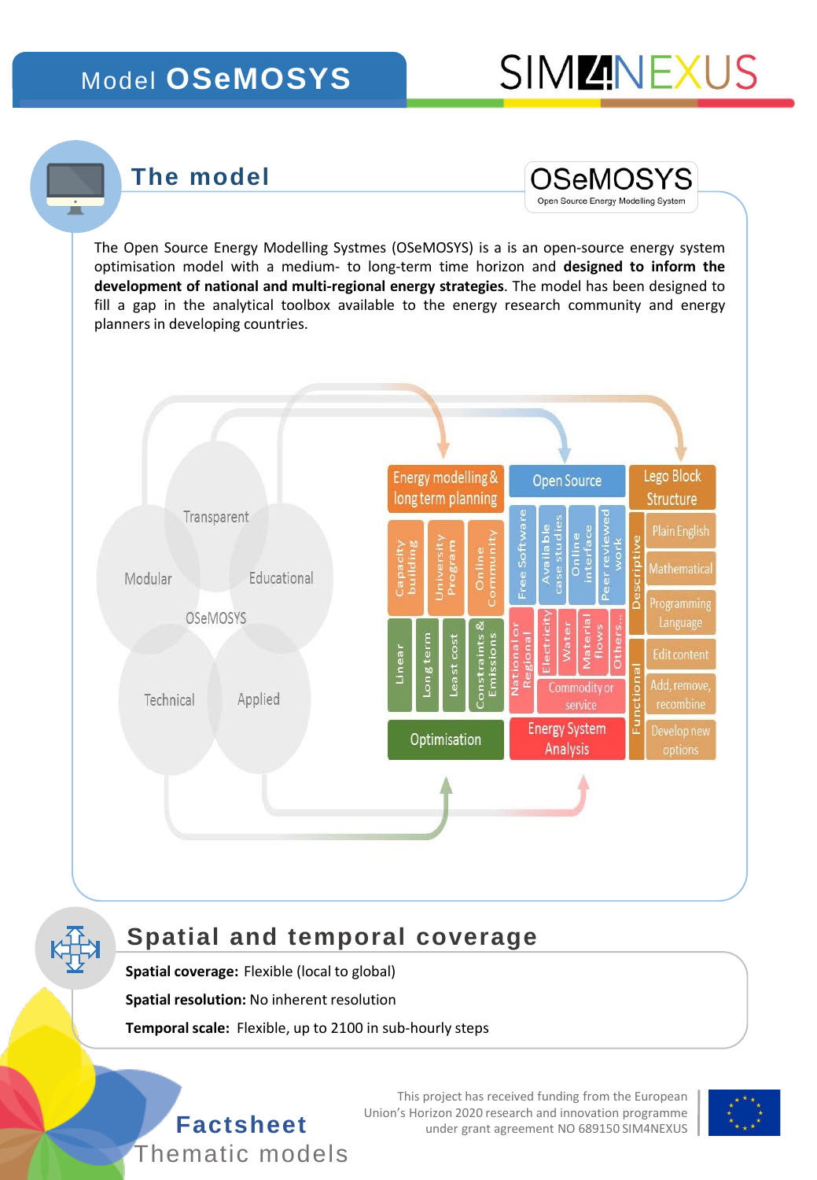# Model OSeMOSYS

## The model

The Open Source Energy Modelling Systmes (OSeMOSYS) is a is an open-source energy system optimisation model with a medium- to long-term time horizon and **designed to inform the development of national and multi-regional energy strategies**. The model has been designed to fill a gap in the analytical toolbox available to the energy research community and energy planners in developing countries.

Transparent, Modular, Educational, OSeMOSYS, Technical, Applied

| Energy modelling & long term planning | Open Source | Lego Block Structure |
|---|---|---|
| Capacity building, University Program, Online Community | Free Software, Available case studies, Online interface, Peer reviewed work | Descriptive: Plain English, Mathematical, Programming Language |
| Linear, Long term, Least cost, Constraints & Emissions | National or Regional, Electricity, Water, Material flows, Others..., Commodity or service | Functional: Edit content, Add, remove, recombine, Develop new options |
| Optimisation | Energy System Analysis | |

## Spatial and temporal coverage

**Spatial coverage:** Flexible (local to global)

**Spatial resolution:** No inherent resolution

**Temporal scale:** Flexible, up to 2100 in sub-hourly steps

**Factsheet**
Thematic models

This project has received funding from the European Union's Horizon 2020 research and innovation programme under grant agreement NO 689150 SIM4NEXUS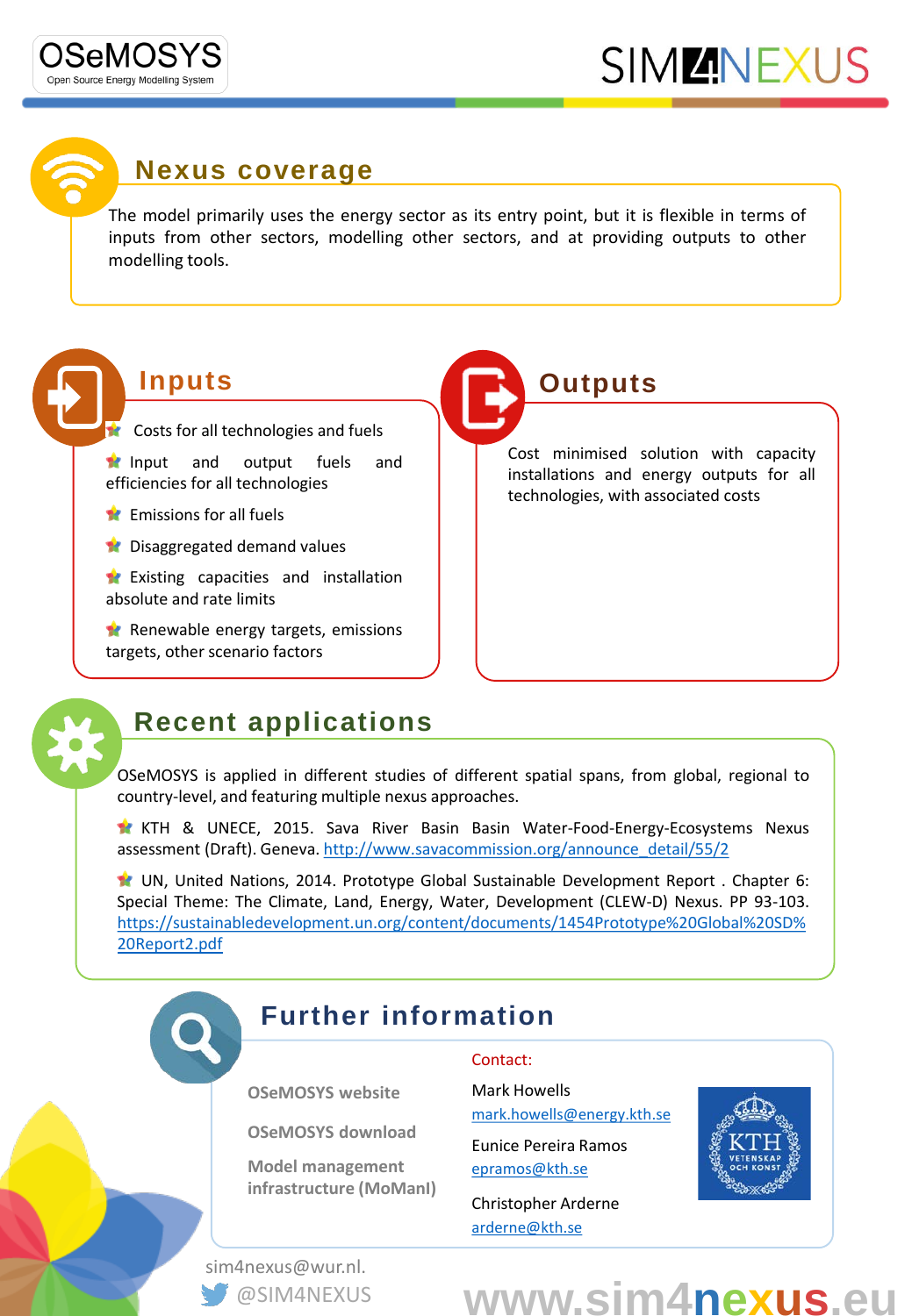OSeMOSYS
Open Source Energy Modelling System

SIM4NEXUS

## Nexus coverage

The model primarily uses the energy sector as its entry point, but it is flexible in terms of inputs from other sectors, modelling other sectors, and at providing outputs to other modelling tools.

## Inputs

- Costs for all technologies and fuels
- Input and output fuels and efficiencies for all technologies
- Emissions for all fuels
- Disaggregated demand values
- Existing capacities and installation absolute and rate limits
- Renewable energy targets, emissions targets, other scenario factors

## Outputs

Cost minimised solution with capacity installations and energy outputs for all technologies, with associated costs

## Recent applications

OSeMOSYS is applied in different studies of different spatial spans, from global, regional to country-level, and featuring multiple nexus approaches.

- KTH & UNECE, 2015. Sava River Basin Basin Water-Food-Energy-Ecosystems Nexus assessment (Draft). Geneva. http://www.savacommission.org/announce_detail/55/2
- UN, United Nations, 2014. Prototype Global Sustainable Development Report . Chapter 6: Special Theme: The Climate, Land, Energy, Water, Development (CLEW-D) Nexus. PP 93-103. https://sustainabledevelopment.un.org/content/documents/1454Prototype%20Global%20SD%20Report2.pdf

## Further information

**OSeMOSYS website**

**OSeMOSYS download**

**Model management infrastructure (MoManI)**

Contact:

Mark Howells
mark.howells@energy.kth.se

Eunice Pereira Ramos
epramos@kth.se

Christopher Arderne
arderne@kth.se

KTH VETENSKAP OCH KONST

sim4nexus@wur.nl.

@SIM4NEXUS

www.sim4nexus.eu